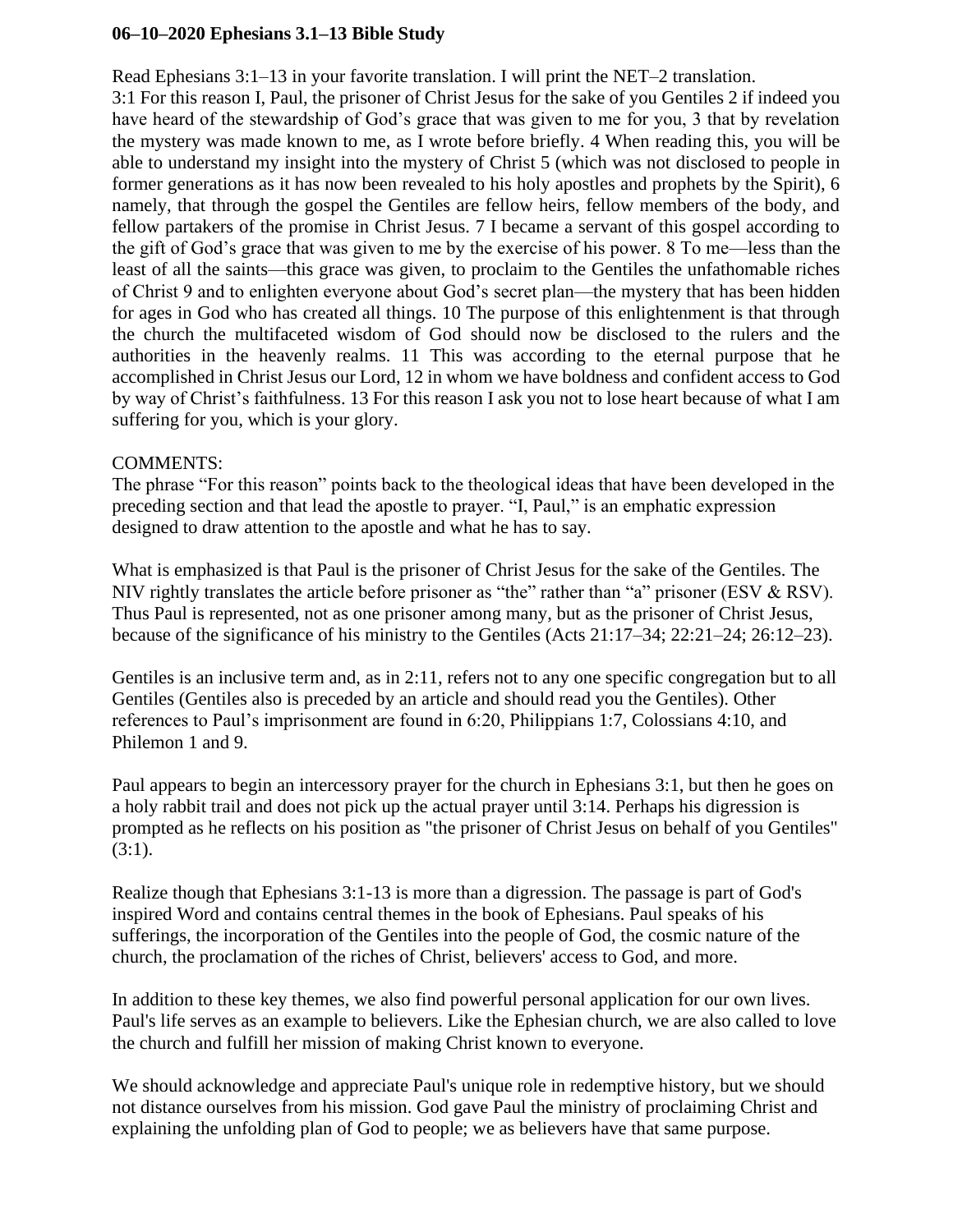**06–10–2020 Ephesians 3.1–13 Bible Study**

Read Ephesians 3:1–13 in your favorite translation. I will print the NET–2 translation.
3:1 For this reason I, Paul, the prisoner of Christ Jesus for the sake of you Gentiles 2 if indeed you have heard of the stewardship of God's grace that was given to me for you, 3 that by revelation the mystery was made known to me, as I wrote before briefly. 4 When reading this, you will be able to understand my insight into the mystery of Christ 5 (which was not disclosed to people in former generations as it has now been revealed to his holy apostles and prophets by the Spirit), 6 namely, that through the gospel the Gentiles are fellow heirs, fellow members of the body, and fellow partakers of the promise in Christ Jesus. 7 I became a servant of this gospel according to the gift of God's grace that was given to me by the exercise of his power. 8 To me—less than the least of all the saints—this grace was given, to proclaim to the Gentiles the unfathomable riches of Christ 9 and to enlighten everyone about God's secret plan—the mystery that has been hidden for ages in God who has created all things. 10 The purpose of this enlightenment is that through the church the multifaceted wisdom of God should now be disclosed to the rulers and the authorities in the heavenly realms. 11 This was according to the eternal purpose that he accomplished in Christ Jesus our Lord, 12 in whom we have boldness and confident access to God by way of Christ's faithfulness. 13 For this reason I ask you not to lose heart because of what I am suffering for you, which is your glory.

COMMENTS:
The phrase "For this reason" points back to the theological ideas that have been developed in the preceding section and that lead the apostle to prayer. "I, Paul," is an emphatic expression designed to draw attention to the apostle and what he has to say.

What is emphasized is that Paul is the prisoner of Christ Jesus for the sake of the Gentiles. The NIV rightly translates the article before prisoner as "the" rather than "a" prisoner (ESV & RSV). Thus Paul is represented, not as one prisoner among many, but as the prisoner of Christ Jesus, because of the significance of his ministry to the Gentiles (Acts 21:17–34; 22:21–24; 26:12–23).

Gentiles is an inclusive term and, as in 2:11, refers not to any one specific congregation but to all Gentiles (Gentiles also is preceded by an article and should read you the Gentiles). Other references to Paul's imprisonment are found in 6:20, Philippians 1:7, Colossians 4:10, and Philemon 1 and 9.

Paul appears to begin an intercessory prayer for the church in Ephesians 3:1, but then he goes on a holy rabbit trail and does not pick up the actual prayer until 3:14. Perhaps his digression is prompted as he reflects on his position as "the prisoner of Christ Jesus on behalf of you Gentiles" (3:1).

Realize though that Ephesians 3:1-13 is more than a digression. The passage is part of God's inspired Word and contains central themes in the book of Ephesians. Paul speaks of his sufferings, the incorporation of the Gentiles into the people of God, the cosmic nature of the church, the proclamation of the riches of Christ, believers' access to God, and more.

In addition to these key themes, we also find powerful personal application for our own lives. Paul's life serves as an example to believers. Like the Ephesian church, we are also called to love the church and fulfill her mission of making Christ known to everyone.

We should acknowledge and appreciate Paul's unique role in redemptive history, but we should not distance ourselves from his mission. God gave Paul the ministry of proclaiming Christ and explaining the unfolding plan of God to people; we as believers have that same purpose.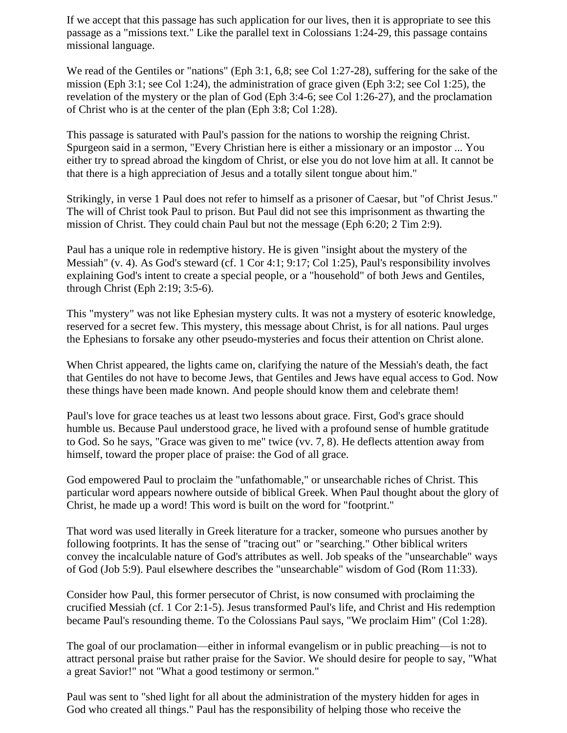If we accept that this passage has such application for our lives, then it is appropriate to see this passage as a "missions text." Like the parallel text in Colossians 1:24-29, this passage contains missional language.

We read of the Gentiles or "nations" (Eph 3:1, 6,8; see Col 1:27-28), suffering for the sake of the mission (Eph 3:1; see Col 1:24), the administration of grace given (Eph 3:2; see Col 1:25), the revelation of the mystery or the plan of God (Eph 3:4-6; see Col 1:26-27), and the proclamation of Christ who is at the center of the plan (Eph 3:8; Col 1:28).

This passage is saturated with Paul's passion for the nations to worship the reigning Christ. Spurgeon said in a sermon, "Every Christian here is either a missionary or an impostor ... You either try to spread abroad the kingdom of Christ, or else you do not love him at all. It cannot be that there is a high appreciation of Jesus and a totally silent tongue about him."

Strikingly, in verse 1 Paul does not refer to himself as a prisoner of Caesar, but "of Christ Jesus." The will of Christ took Paul to prison. But Paul did not see this imprisonment as thwarting the mission of Christ. They could chain Paul but not the message (Eph 6:20; 2 Tim 2:9).

Paul has a unique role in redemptive history. He is given "insight about the mystery of the Messiah" (v. 4). As God's steward (cf. 1 Cor 4:1; 9:17; Col 1:25), Paul's responsibility involves explaining God's intent to create a special people, or a "household" of both Jews and Gentiles, through Christ (Eph 2:19; 3:5-6).

This "mystery" was not like Ephesian mystery cults. It was not a mystery of esoteric knowledge, reserved for a secret few. This mystery, this message about Christ, is for all nations. Paul urges the Ephesians to forsake any other pseudo-mysteries and focus their attention on Christ alone.

When Christ appeared, the lights came on, clarifying the nature of the Messiah's death, the fact that Gentiles do not have to become Jews, that Gentiles and Jews have equal access to God. Now these things have been made known. And people should know them and celebrate them!

Paul's love for grace teaches us at least two lessons about grace. First, God's grace should humble us. Because Paul understood grace, he lived with a profound sense of humble gratitude to God. So he says, "Grace was given to me" twice (vv. 7, 8). He deflects attention away from himself, toward the proper place of praise: the God of all grace.

God empowered Paul to proclaim the "unfathomable," or unsearchable riches of Christ. This particular word appears nowhere outside of biblical Greek. When Paul thought about the glory of Christ, he made up a word! This word is built on the word for "footprint."

That word was used literally in Greek literature for a tracker, someone who pursues another by following footprints. It has the sense of "tracing out" or "searching." Other biblical writers convey the incalculable nature of God's attributes as well. Job speaks of the "unsearchable" ways of God (Job 5:9). Paul elsewhere describes the "unsearchable" wisdom of God (Rom 11:33).

Consider how Paul, this former persecutor of Christ, is now consumed with proclaiming the crucified Messiah (cf. 1 Cor 2:1-5). Jesus transformed Paul's life, and Christ and His redemption became Paul's resounding theme. To the Colossians Paul says, "We proclaim Him" (Col 1:28).

The goal of our proclamation—either in informal evangelism or in public preaching—is not to attract personal praise but rather praise for the Savior. We should desire for people to say, "What a great Savior!" not "What a good testimony or sermon."

Paul was sent to "shed light for all about the administration of the mystery hidden for ages in God who created all things." Paul has the responsibility of helping those who receive the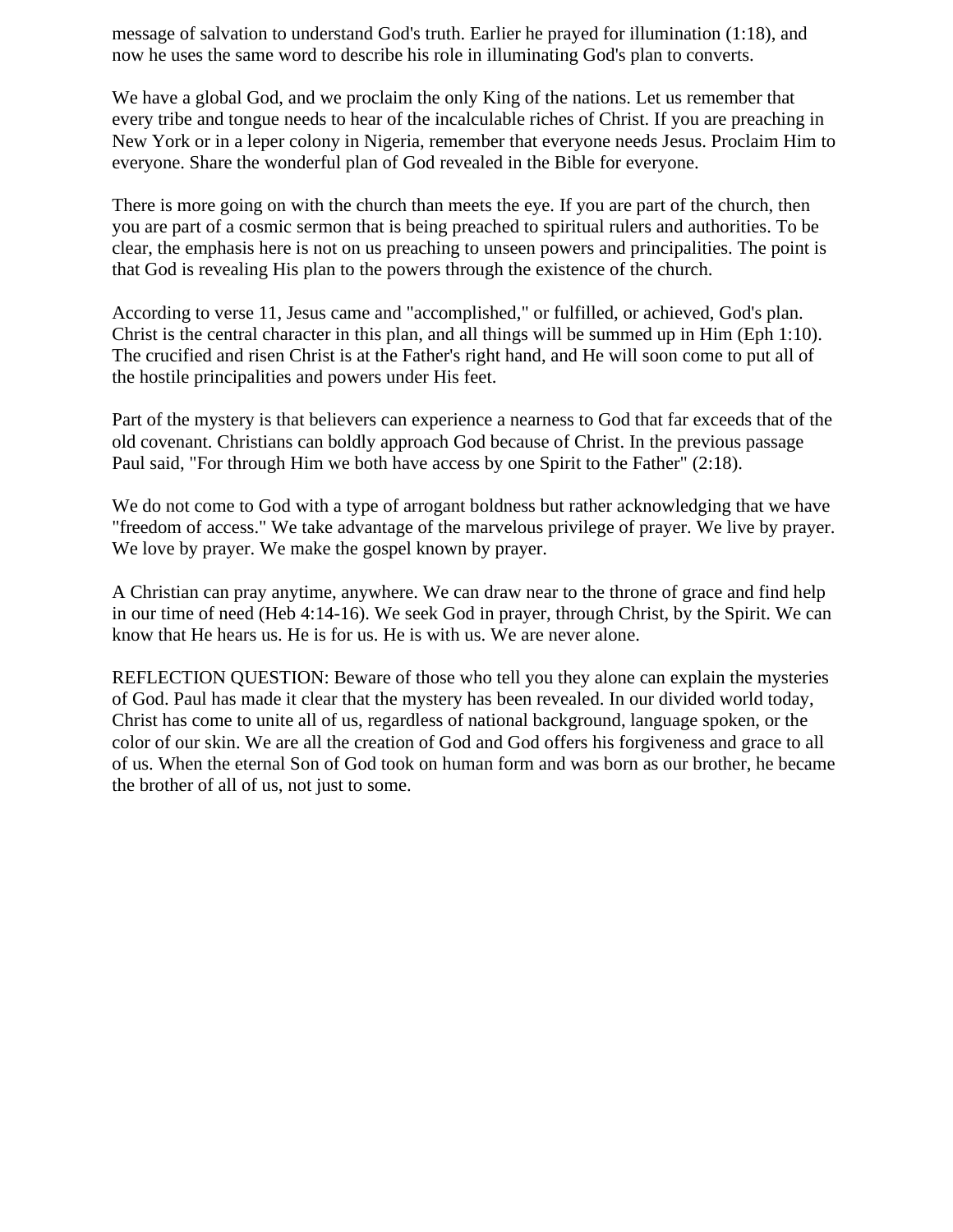message of salvation to understand God's truth. Earlier he prayed for illumination (1:18), and now he uses the same word to describe his role in illuminating God's plan to converts.

We have a global God, and we proclaim the only King of the nations. Let us remember that every tribe and tongue needs to hear of the incalculable riches of Christ. If you are preaching in New York or in a leper colony in Nigeria, remember that everyone needs Jesus. Proclaim Him to everyone. Share the wonderful plan of God revealed in the Bible for everyone.

There is more going on with the church than meets the eye. If you are part of the church, then you are part of a cosmic sermon that is being preached to spiritual rulers and authorities. To be clear, the emphasis here is not on us preaching to unseen powers and principalities. The point is that God is revealing His plan to the powers through the existence of the church.

According to verse 11, Jesus came and "accomplished," or fulfilled, or achieved, God's plan. Christ is the central character in this plan, and all things will be summed up in Him (Eph 1:10). The crucified and risen Christ is at the Father's right hand, and He will soon come to put all of the hostile principalities and powers under His feet.

Part of the mystery is that believers can experience a nearness to God that far exceeds that of the old covenant. Christians can boldly approach God because of Christ. In the previous passage Paul said, "For through Him we both have access by one Spirit to the Father" (2:18).

We do not come to God with a type of arrogant boldness but rather acknowledging that we have "freedom of access." We take advantage of the marvelous privilege of prayer. We live by prayer. We love by prayer. We make the gospel known by prayer.

A Christian can pray anytime, anywhere. We can draw near to the throne of grace and find help in our time of need (Heb 4:14-16). We seek God in prayer, through Christ, by the Spirit. We can know that He hears us. He is for us. He is with us. We are never alone.

REFLECTION QUESTION: Beware of those who tell you they alone can explain the mysteries of God. Paul has made it clear that the mystery has been revealed. In our divided world today, Christ has come to unite all of us, regardless of national background, language spoken, or the color of our skin. We are all the creation of God and God offers his forgiveness and grace to all of us. When the eternal Son of God took on human form and was born as our brother, he became the brother of all of us, not just to some.